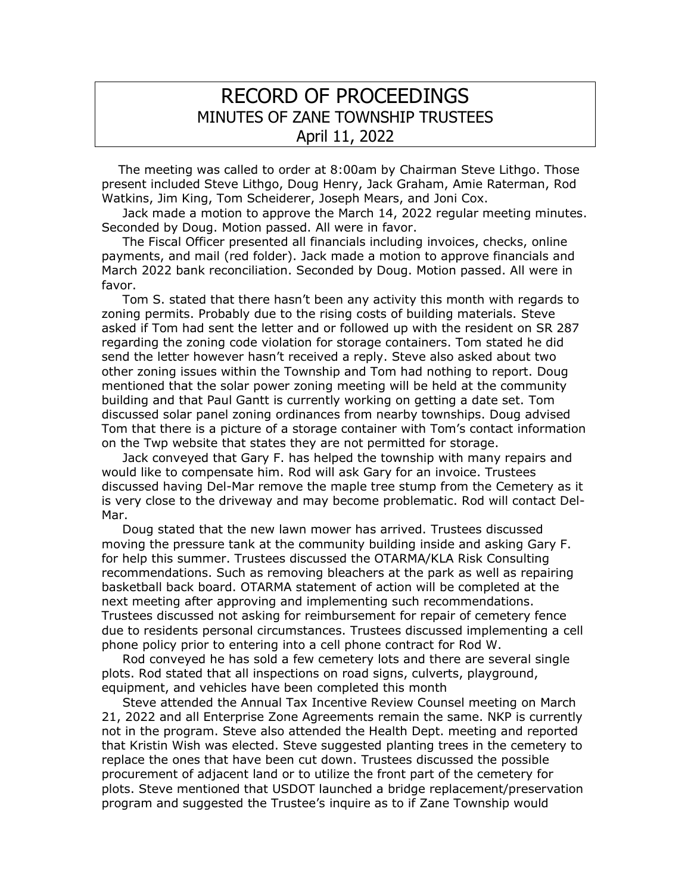# RECORD OF PROCEEDINGS
## MINUTES OF ZANE TOWNSHIP TRUSTEES
## April 11, 2022

The meeting was called to order at 8:00am by Chairman Steve Lithgo. Those present included Steve Lithgo, Doug Henry, Jack Graham, Amie Raterman, Rod Watkins, Jim King, Tom Scheiderer, Joseph Mears, and Joni Cox.

Jack made a motion to approve the March 14, 2022 regular meeting minutes. Seconded by Doug. Motion passed. All were in favor.

The Fiscal Officer presented all financials including invoices, checks, online payments, and mail (red folder). Jack made a motion to approve financials and March 2022 bank reconciliation. Seconded by Doug. Motion passed. All were in favor.

Tom S. stated that there hasn't been any activity this month with regards to zoning permits. Probably due to the rising costs of building materials. Steve asked if Tom had sent the letter and or followed up with the resident on SR 287 regarding the zoning code violation for storage containers. Tom stated he did send the letter however hasn't received a reply. Steve also asked about two other zoning issues within the Township and Tom had nothing to report. Doug mentioned that the solar power zoning meeting will be held at the community building and that Paul Gantt is currently working on getting a date set. Tom discussed solar panel zoning ordinances from nearby townships. Doug advised Tom that there is a picture of a storage container with Tom's contact information on the Twp website that states they are not permitted for storage.

Jack conveyed that Gary F. has helped the township with many repairs and would like to compensate him. Rod will ask Gary for an invoice. Trustees discussed having Del-Mar remove the maple tree stump from the Cemetery as it is very close to the driveway and may become problematic. Rod will contact Del-Mar.

Doug stated that the new lawn mower has arrived. Trustees discussed moving the pressure tank at the community building inside and asking Gary F. for help this summer. Trustees discussed the OTARMA/KLA Risk Consulting recommendations. Such as removing bleachers at the park as well as repairing basketball back board. OTARMA statement of action will be completed at the next meeting after approving and implementing such recommendations. Trustees discussed not asking for reimbursement for repair of cemetery fence due to residents personal circumstances. Trustees discussed implementing a cell phone policy prior to entering into a cell phone contract for Rod W.

Rod conveyed he has sold a few cemetery lots and there are several single plots. Rod stated that all inspections on road signs, culverts, playground, equipment, and vehicles have been completed this month

Steve attended the Annual Tax Incentive Review Counsel meeting on March 21, 2022 and all Enterprise Zone Agreements remain the same. NKP is currently not in the program. Steve also attended the Health Dept. meeting and reported that Kristin Wish was elected. Steve suggested planting trees in the cemetery to replace the ones that have been cut down. Trustees discussed the possible procurement of adjacent land or to utilize the front part of the cemetery for plots. Steve mentioned that USDOT launched a bridge replacement/preservation program and suggested the Trustee's inquire as to if Zane Township would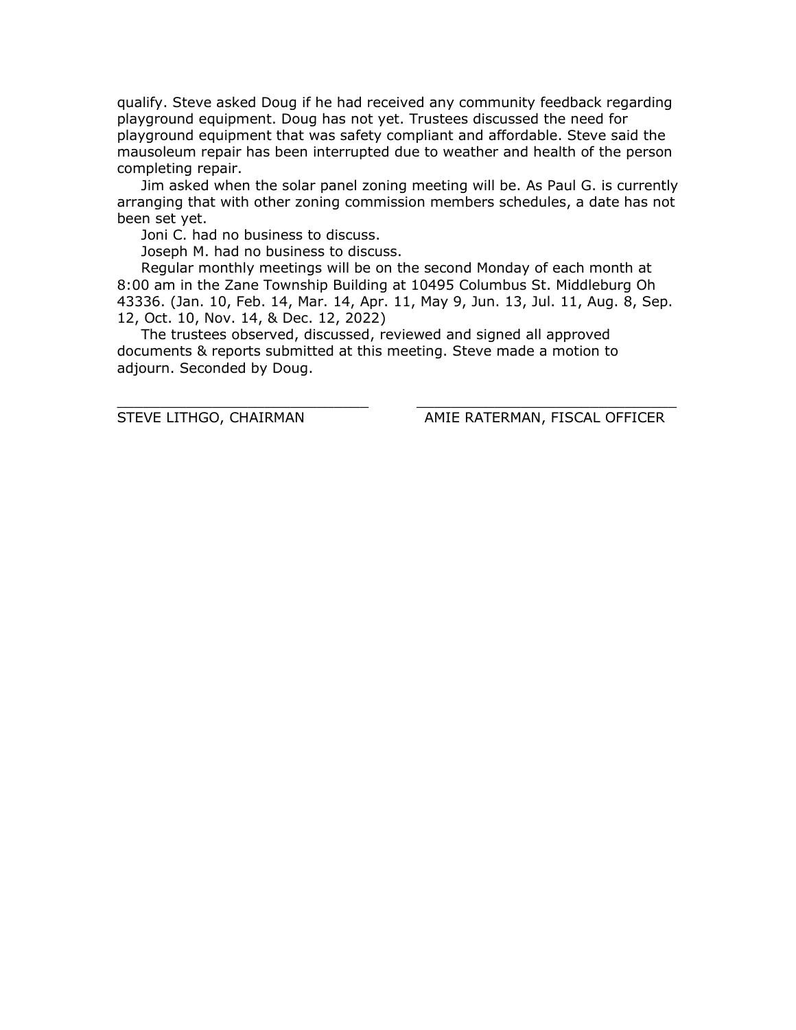qualify. Steve asked Doug if he had received any community feedback regarding playground equipment. Doug has not yet. Trustees discussed the need for playground equipment that was safety compliant and affordable. Steve said the mausoleum repair has been interrupted due to weather and health of the person completing repair.

Jim asked when the solar panel zoning meeting will be. As Paul G. is currently arranging that with other zoning commission members schedules, a date has not been set yet.

Joni C. had no business to discuss.

Joseph M. had no business to discuss.

Regular monthly meetings will be on the second Monday of each month at 8:00 am in the Zane Township Building at 10495 Columbus St. Middleburg Oh 43336. (Jan. 10, Feb. 14, Mar. 14, Apr. 11, May 9, Jun. 13, Jul. 11, Aug. 8, Sep. 12, Oct. 10, Nov. 14, & Dec. 12, 2022)

The trustees observed, discussed, reviewed and signed all approved documents & reports submitted at this meeting. Steve made a motion to adjourn. Seconded by Doug.

______________________________ ______________________________

STEVE LITHGO, CHAIRMAN AMIE RATERMAN, FISCAL OFFICER